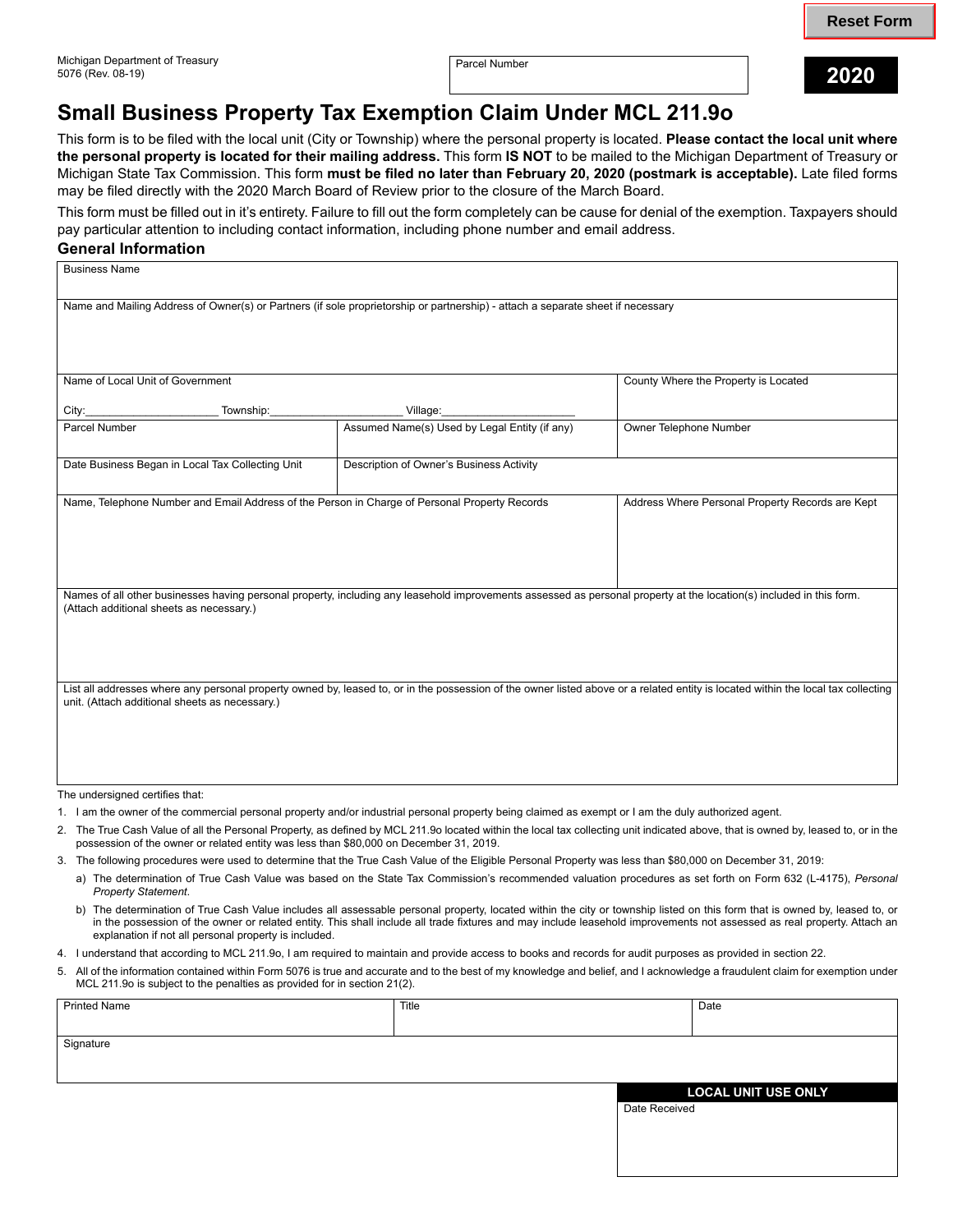Reset Form

Michigan Department of Treasury
5076 (Rev. 08-19)

| Parcel Number |
|---|
| |

**2020**

# Small Business Property Tax Exemption Claim Under MCL 211.9o

This form is to be filed with the local unit (City or Township) where the personal property is located. **Please contact the local unit where the personal property is located for their mailing address.** This form **IS NOT** to be mailed to the Michigan Department of Treasury or Michigan State Tax Commission. This form **must be filed no later than February 20, 2020 (postmark is acceptable).** Late filed forms may be filed directly with the 2020 March Board of Review prior to the closure of the March Board.

This form must be filled out in it's entirety. Failure to fill out the form completely can be cause for denial of the exemption. Taxpayers should pay particular attention to including contact information, including phone number and email address.

## General Information

| | | |
|---|---|---|
| Business Name | | |
| Name and Mailing Address of Owner(s) or Partners (if sole proprietorship or partnership) - attach a separate sheet if necessary | | |
| Name of Local Unit of Government<br>City:_____________________ Township:_____________________ Village:_____________________ | | County Where the Property is Located |
| Parcel Number | Assumed Name(s) Used by Legal Entity (if any) | Owner Telephone Number |
| Date Business Began in Local Tax Collecting Unit | Description of Owner's Business Activity | |
| Name, Telephone Number and Email Address of the Person in Charge of Personal Property Records | | Address Where Personal Property Records are Kept |
| Names of all other businesses having personal property, including any leasehold improvements assessed as personal property at the location(s) included in this form. (Attach additional sheets as necessary.) | | |
| List all addresses where any personal property owned by, leased to, or in the possession of the owner listed above or a related entity is located within the local tax collecting unit. (Attach additional sheets as necessary.) | | |

The undersigned certifies that:

1. I am the owner of the commercial personal property and/or industrial personal property being claimed as exempt or I am the duly authorized agent.
2. The True Cash Value of all the Personal Property, as defined by MCL 211.9o located within the local tax collecting unit indicated above, that is owned by, leased to, or in the possession of the owner or related entity was less than $80,000 on December 31, 2019.
3. The following procedures were used to determine that the True Cash Value of the Eligible Personal Property was less than $80,000 on December 31, 2019:
   a) The determination of True Cash Value was based on the State Tax Commission's recommended valuation procedures as set forth on Form 632 (L-4175), *Personal Property Statement*.
   b) The determination of True Cash Value includes all assessable personal property, located within the city or township listed on this form that is owned by, leased to, or in the possession of the owner or related entity. This shall include all trade fixtures and may include leasehold improvements not assessed as real property. Attach an explanation if not all personal property is included.
4. I understand that according to MCL 211.9o, I am required to maintain and provide access to books and records for audit purposes as provided in section 22.
5. All of the information contained within Form 5076 is true and accurate and to the best of my knowledge and belief, and I acknowledge a fraudulent claim for exemption under MCL 211.9o is subject to the penalties as provided for in section 21(2).

| Printed Name | Title | Date |
|---|---|---|
| Signature | | |

| LOCAL UNIT USE ONLY |
|---|
| Date Received |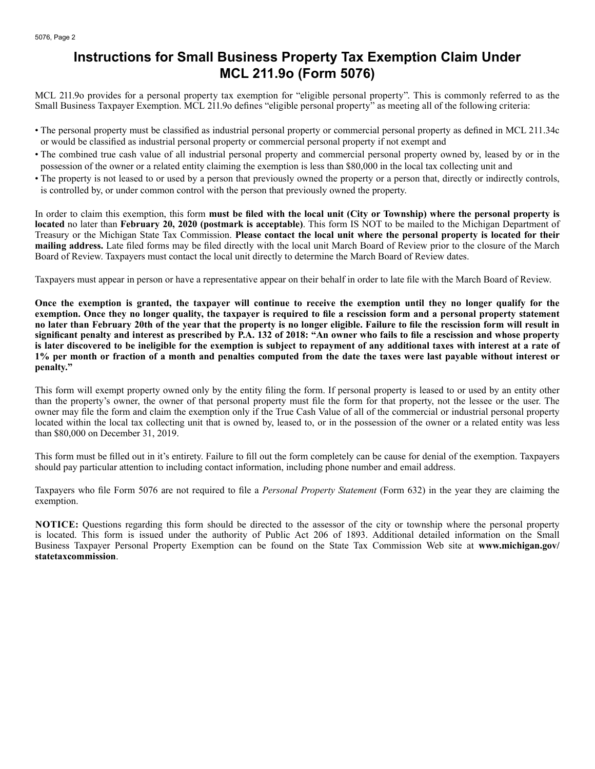# Instructions for Small Business Property Tax Exemption Claim Under MCL 211.9o (Form 5076)

MCL 211.9o provides for a personal property tax exemption for "eligible personal property". This is commonly referred to as the Small Business Taxpayer Exemption. MCL 211.9o defines "eligible personal property" as meeting all of the following criteria:

- The personal property must be classified as industrial personal property or commercial personal property as defined in MCL 211.34c or would be classified as industrial personal property or commercial personal property if not exempt and
- The combined true cash value of all industrial personal property and commercial personal property owned by, leased by or in the possession of the owner or a related entity claiming the exemption is less than $80,000 in the local tax collecting unit and
- The property is not leased to or used by a person that previously owned the property or a person that, directly or indirectly controls, is controlled by, or under common control with the person that previously owned the property.

In order to claim this exemption, this form **must be filed with the local unit (City or Township) where the personal property is located** no later than **February 20, 2020 (postmark is acceptable)**. This form IS NOT to be mailed to the Michigan Department of Treasury or the Michigan State Tax Commission. **Please contact the local unit where the personal property is located for their mailing address.** Late filed forms may be filed directly with the local unit March Board of Review prior to the closure of the March Board of Review. Taxpayers must contact the local unit directly to determine the March Board of Review dates.

Taxpayers must appear in person or have a representative appear on their behalf in order to late file with the March Board of Review.

**Once the exemption is granted, the taxpayer will continue to receive the exemption until they no longer qualify for the exemption. Once they no longer quality, the taxpayer is required to file a rescission form and a personal property statement no later than February 20th of the year that the property is no longer eligible. Failure to file the rescission form will result in significant penalty and interest as prescribed by P.A. 132 of 2018: "An owner who fails to file a rescission and whose property is later discovered to be ineligible for the exemption is subject to repayment of any additional taxes with interest at a rate of 1% per month or fraction of a month and penalties computed from the date the taxes were last payable without interest or penalty."**

This form will exempt property owned only by the entity filing the form. If personal property is leased to or used by an entity other than the property's owner, the owner of that personal property must file the form for that property, not the lessee or the user. The owner may file the form and claim the exemption only if the True Cash Value of all of the commercial or industrial personal property located within the local tax collecting unit that is owned by, leased to, or in the possession of the owner or a related entity was less than $80,000 on December 31, 2019.

This form must be filled out in it's entirety. Failure to fill out the form completely can be cause for denial of the exemption. Taxpayers should pay particular attention to including contact information, including phone number and email address.

Taxpayers who file Form 5076 are not required to file a *Personal Property Statement* (Form 632) in the year they are claiming the exemption.

**NOTICE:** Questions regarding this form should be directed to the assessor of the city or township where the personal property is located. This form is issued under the authority of Public Act 206 of 1893. Additional detailed information on the Small Business Taxpayer Personal Property Exemption can be found on the State Tax Commission Web site at **www.michigan.gov/statetaxcommission**.